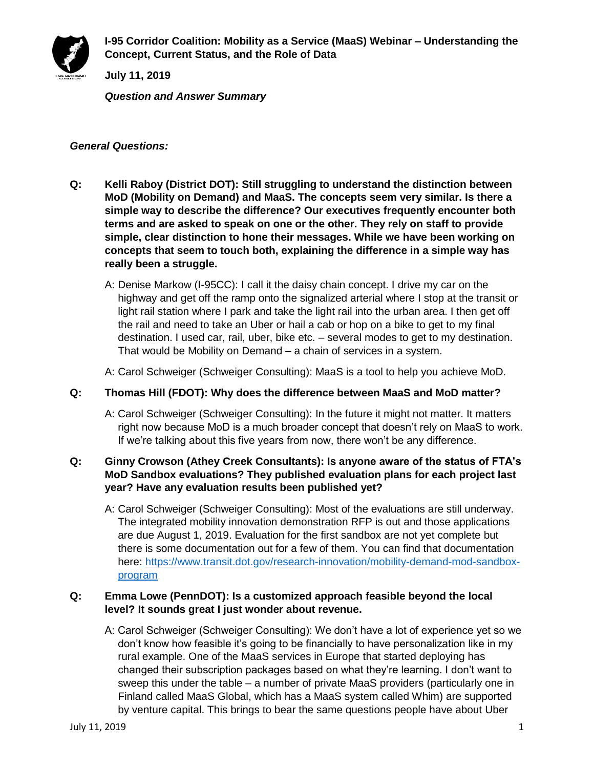# I-95 Corridor Coalition: Mobility as a Service (MaaS) Webinar – Understanding the Concept, Current Status, and the Role of Data

**July 11, 2019**

***Question and Answer Summary***

***General Questions:***

**Q: Kelli Raboy (District DOT): Still struggling to understand the distinction between MoD (Mobility on Demand) and MaaS. The concepts seem very similar. Is there a simple way to describe the difference? Our executives frequently encounter both terms and are asked to speak on one or the other. They rely on staff to provide simple, clear distinction to hone their messages. While we have been working on concepts that seem to touch both, explaining the difference in a simple way has really been a struggle.**

A: Denise Markow (I-95CC): I call it the daisy chain concept. I drive my car on the highway and get off the ramp onto the signalized arterial where I stop at the transit or light rail station where I park and take the light rail into the urban area. I then get off the rail and need to take an Uber or hail a cab or hop on a bike to get to my final destination. I used car, rail, uber, bike etc. – several modes to get to my destination. That would be Mobility on Demand – a chain of services in a system.

A: Carol Schweiger (Schweiger Consulting): MaaS is a tool to help you achieve MoD.

**Q: Thomas Hill (FDOT): Why does the difference between MaaS and MoD matter?**

A: Carol Schweiger (Schweiger Consulting): In the future it might not matter. It matters right now because MoD is a much broader concept that doesn't rely on MaaS to work. If we're talking about this five years from now, there won't be any difference.

**Q: Ginny Crowson (Athey Creek Consultants): Is anyone aware of the status of FTA's MoD Sandbox evaluations? They published evaluation plans for each project last year? Have any evaluation results been published yet?**

A: Carol Schweiger (Schweiger Consulting): Most of the evaluations are still underway. The integrated mobility innovation demonstration RFP is out and those applications are due August 1, 2019. Evaluation for the first sandbox are not yet complete but there is some documentation out for a few of them. You can find that documentation here: [https://www.transit.dot.gov/research-innovation/mobility-demand-mod-sandbox-program](https://www.transit.dot.gov/research-innovation/mobility-demand-mod-sandbox-program)

**Q: Emma Lowe (PennDOT): Is a customized approach feasible beyond the local level? It sounds great I just wonder about revenue.**

A: Carol Schweiger (Schweiger Consulting): We don't have a lot of experience yet so we don't know how feasible it's going to be financially to have personalization like in my rural example. One of the MaaS services in Europe that started deploying has changed their subscription packages based on what they're learning. I don't want to sweep this under the table – a number of private MaaS providers (particularly one in Finland called MaaS Global, which has a MaaS system called Whim) are supported by venture capital. This brings to bear the same questions people have about Uber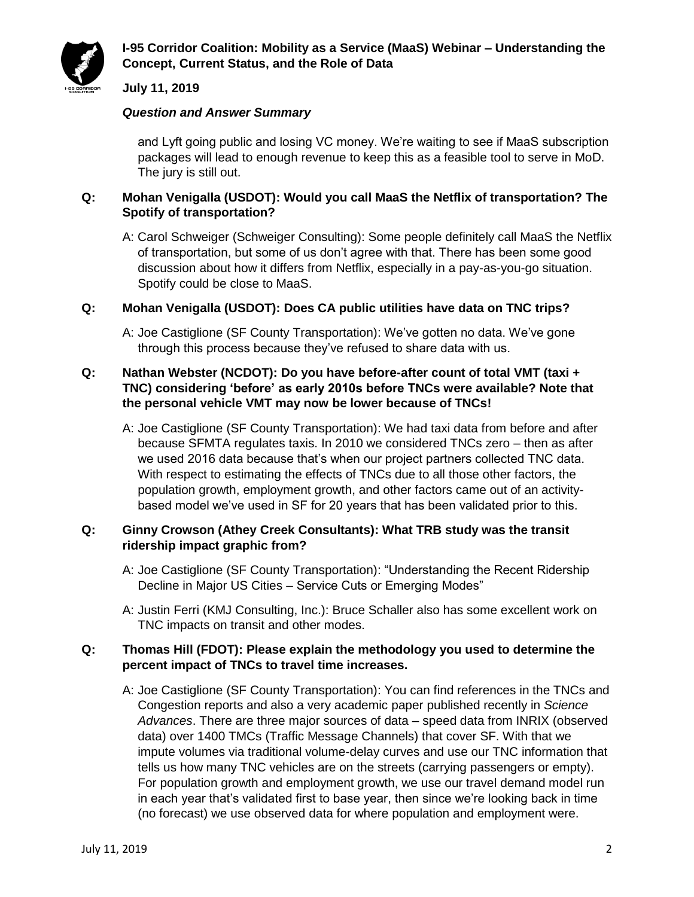and Lyft going public and losing VC money. We're waiting to see if MaaS subscription packages will lead to enough revenue to keep this as a feasible tool to serve in MoD. The jury is still out.

**Q: Mohan Venigalla (USDOT): Would you call MaaS the Netflix of transportation? The Spotify of transportation?**

A: Carol Schweiger (Schweiger Consulting): Some people definitely call MaaS the Netflix of transportation, but some of us don't agree with that. There has been some good discussion about how it differs from Netflix, especially in a pay-as-you-go situation. Spotify could be close to MaaS.

**Q: Mohan Venigalla (USDOT): Does CA public utilities have data on TNC trips?**

A: Joe Castiglione (SF County Transportation): We've gotten no data. We've gone through this process because they've refused to share data with us.

**Q: Nathan Webster (NCDOT): Do you have before-after count of total VMT (taxi + TNC) considering 'before' as early 2010s before TNCs were available? Note that the personal vehicle VMT may now be lower because of TNCs!**

A: Joe Castiglione (SF County Transportation): We had taxi data from before and after because SFMTA regulates taxis. In 2010 we considered TNCs zero – then as after we used 2016 data because that's when our project partners collected TNC data. With respect to estimating the effects of TNCs due to all those other factors, the population growth, employment growth, and other factors came out of an activity-based model we've used in SF for 20 years that has been validated prior to this.

**Q: Ginny Crowson (Athey Creek Consultants): What TRB study was the transit ridership impact graphic from?**

A: Joe Castiglione (SF County Transportation): "Understanding the Recent Ridership Decline in Major US Cities – Service Cuts or Emerging Modes"

A: Justin Ferri (KMJ Consulting, Inc.): Bruce Schaller also has some excellent work on TNC impacts on transit and other modes.

**Q: Thomas Hill (FDOT): Please explain the methodology you used to determine the percent impact of TNCs to travel time increases.**

A: Joe Castiglione (SF County Transportation): You can find references in the TNCs and Congestion reports and also a very academic paper published recently in *Science Advances*. There are three major sources of data – speed data from INRIX (observed data) over 1400 TMCs (Traffic Message Channels) that cover SF. With that we impute volumes via traditional volume-delay curves and use our TNC information that tells us how many TNC vehicles are on the streets (carrying passengers or empty). For population growth and employment growth, we use our travel demand model run in each year that's validated first to base year, then since we're looking back in time (no forecast) we use observed data for where population and employment were.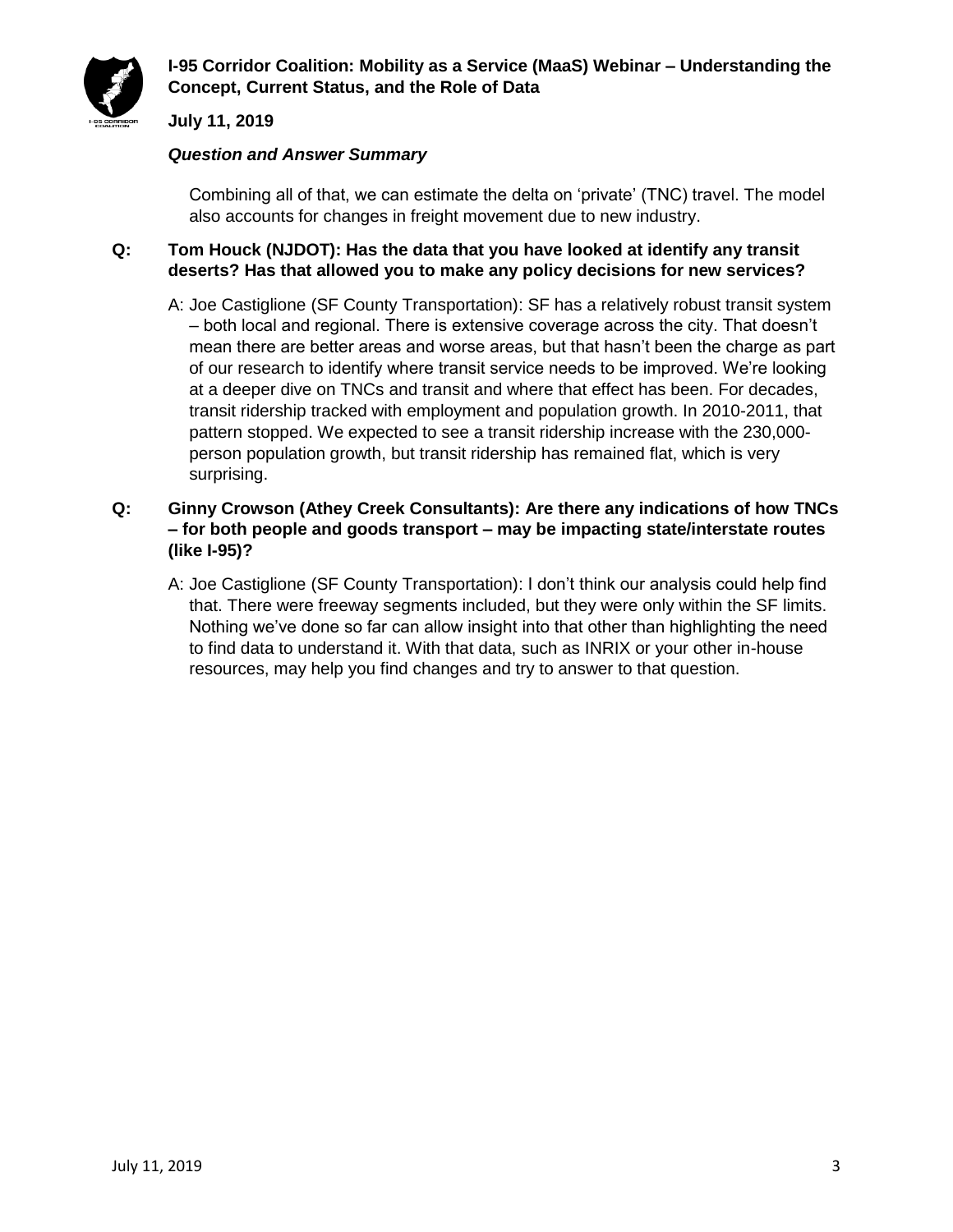Combining all of that, we can estimate the delta on 'private' (TNC) travel. The model also accounts for changes in freight movement due to new industry.

**Q: Tom Houck (NJDOT): Has the data that you have looked at identify any transit deserts? Has that allowed you to make any policy decisions for new services?**

A: Joe Castiglione (SF County Transportation): SF has a relatively robust transit system – both local and regional. There is extensive coverage across the city. That doesn't mean there are better areas and worse areas, but that hasn't been the charge as part of our research to identify where transit service needs to be improved. We're looking at a deeper dive on TNCs and transit and where that effect has been. For decades, transit ridership tracked with employment and population growth. In 2010-2011, that pattern stopped. We expected to see a transit ridership increase with the 230,000-person population growth, but transit ridership has remained flat, which is very surprising.

**Q: Ginny Crowson (Athey Creek Consultants): Are there any indications of how TNCs – for both people and goods transport – may be impacting state/interstate routes (like I-95)?**

A: Joe Castiglione (SF County Transportation): I don't think our analysis could help find that. There were freeway segments included, but they were only within the SF limits. Nothing we've done so far can allow insight into that other than highlighting the need to find data to understand it. With that data, such as INRIX or your other in-house resources, may help you find changes and try to answer to that question.